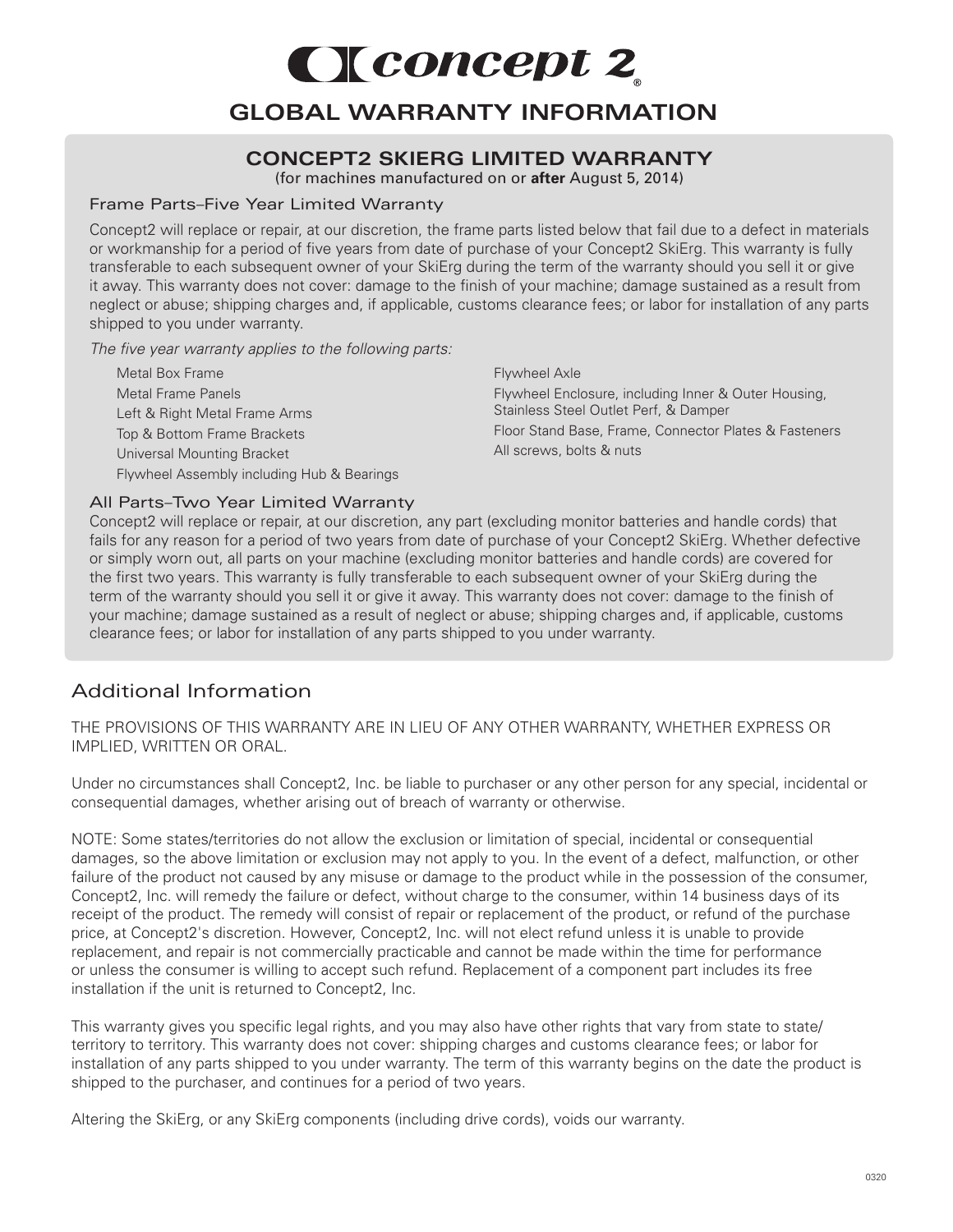# Concept 2®

# GLOBAL WARRANTY INFORMATION

## CONCEPT2 SKIERG LIMITED WARRANTY

(for machines manufactured on or **after** August 5, 2014)

### Frame Parts–Five Year Limited Warranty

Concept2 will replace or repair, at our discretion, the frame parts listed below that fail due to a defect in materials or workmanship for a period of five years from date of purchase of your Concept2 SkiErg. This warranty is fully transferable to each subsequent owner of your SkiErg during the term of the warranty should you sell it or give it away. This warranty does not cover: damage to the finish of your machine; damage sustained as a result from neglect or abuse; shipping charges and, if applicable, customs clearance fees; or labor for installation of any parts shipped to you under warranty.

*The five year warranty applies to the following parts:*

- Metal Box Frame
- Metal Frame Panels
- Left & Right Metal Frame Arms
- Top & Bottom Frame Brackets
- Universal Mounting Bracket
- Flywheel Assembly including Hub & Bearings
- Flywheel Axle
- Flywheel Enclosure, including Inner & Outer Housing, Stainless Steel Outlet Perf, & Damper
- Floor Stand Base, Frame, Connector Plates & Fasteners
- All screws, bolts & nuts

### All Parts–Two Year Limited Warranty

Concept2 will replace or repair, at our discretion, any part (excluding monitor batteries and handle cords) that fails for any reason for a period of two years from date of purchase of your Concept2 SkiErg. Whether defective or simply worn out, all parts on your machine (excluding monitor batteries and handle cords) are covered for the first two years. This warranty is fully transferable to each subsequent owner of your SkiErg during the term of the warranty should you sell it or give it away. This warranty does not cover: damage to the finish of your machine; damage sustained as a result of neglect or abuse; shipping charges and, if applicable, customs clearance fees; or labor for installation of any parts shipped to you under warranty.

## Additional Information

THE PROVISIONS OF THIS WARRANTY ARE IN LIEU OF ANY OTHER WARRANTY, WHETHER EXPRESS OR IMPLIED, WRITTEN OR ORAL.

Under no circumstances shall Concept2, Inc. be liable to purchaser or any other person for any special, incidental or consequential damages, whether arising out of breach of warranty or otherwise.

NOTE: Some states/territories do not allow the exclusion or limitation of special, incidental or consequential damages, so the above limitation or exclusion may not apply to you. In the event of a defect, malfunction, or other failure of the product not caused by any misuse or damage to the product while in the possession of the consumer, Concept2, Inc. will remedy the failure or defect, without charge to the consumer, within 14 business days of its receipt of the product. The remedy will consist of repair or replacement of the product, or refund of the purchase price, at Concept2's discretion. However, Concept2, Inc. will not elect refund unless it is unable to provide replacement, and repair is not commercially practicable and cannot be made within the time for performance or unless the consumer is willing to accept such refund. Replacement of a component part includes its free installation if the unit is returned to Concept2, Inc.

This warranty gives you specific legal rights, and you may also have other rights that vary from state to state/territory to territory. This warranty does not cover: shipping charges and customs clearance fees; or labor for installation of any parts shipped to you under warranty. The term of this warranty begins on the date the product is shipped to the purchaser, and continues for a period of two years.

Altering the SkiErg, or any SkiErg components (including drive cords), voids our warranty.

0320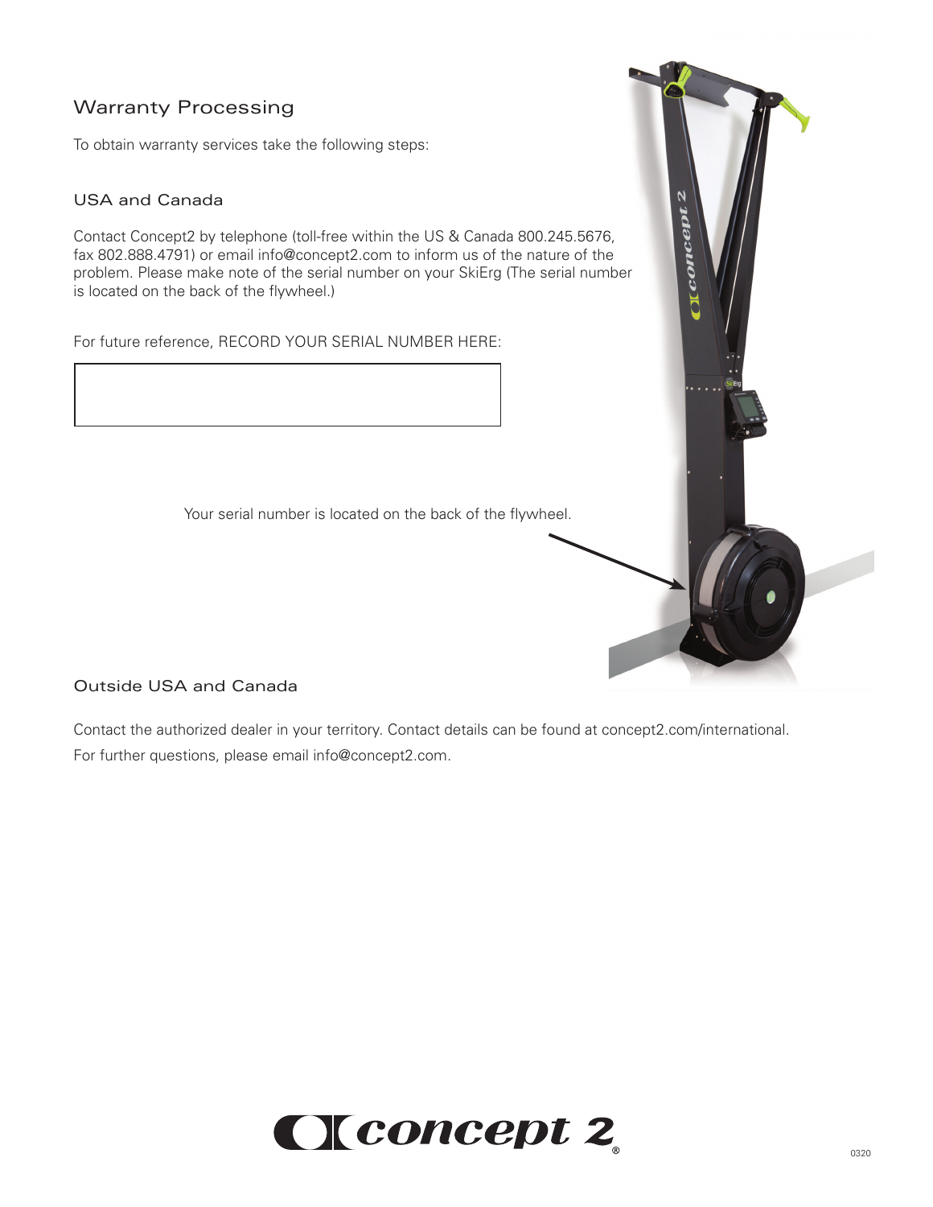## Warranty Processing

To obtain warranty services take the following steps:

### USA and Canada

Contact Concept2 by telephone (toll-free within the US & Canada 800.245.5676, fax 802.888.4791) or email info@concept2.com to inform us of the nature of the problem. Please make note of the serial number on your SkiErg (The serial number is located on the back of the flywheel.)

For future reference, RECORD YOUR SERIAL NUMBER HERE:

| |
|---|
| |

Your serial number is located on the back of the flywheel.

### Outside USA and Canada

Contact the authorized dealer in your territory. Contact details can be found at concept2.com/international.

For further questions, please email info@concept2.com.

concept 2®

0320